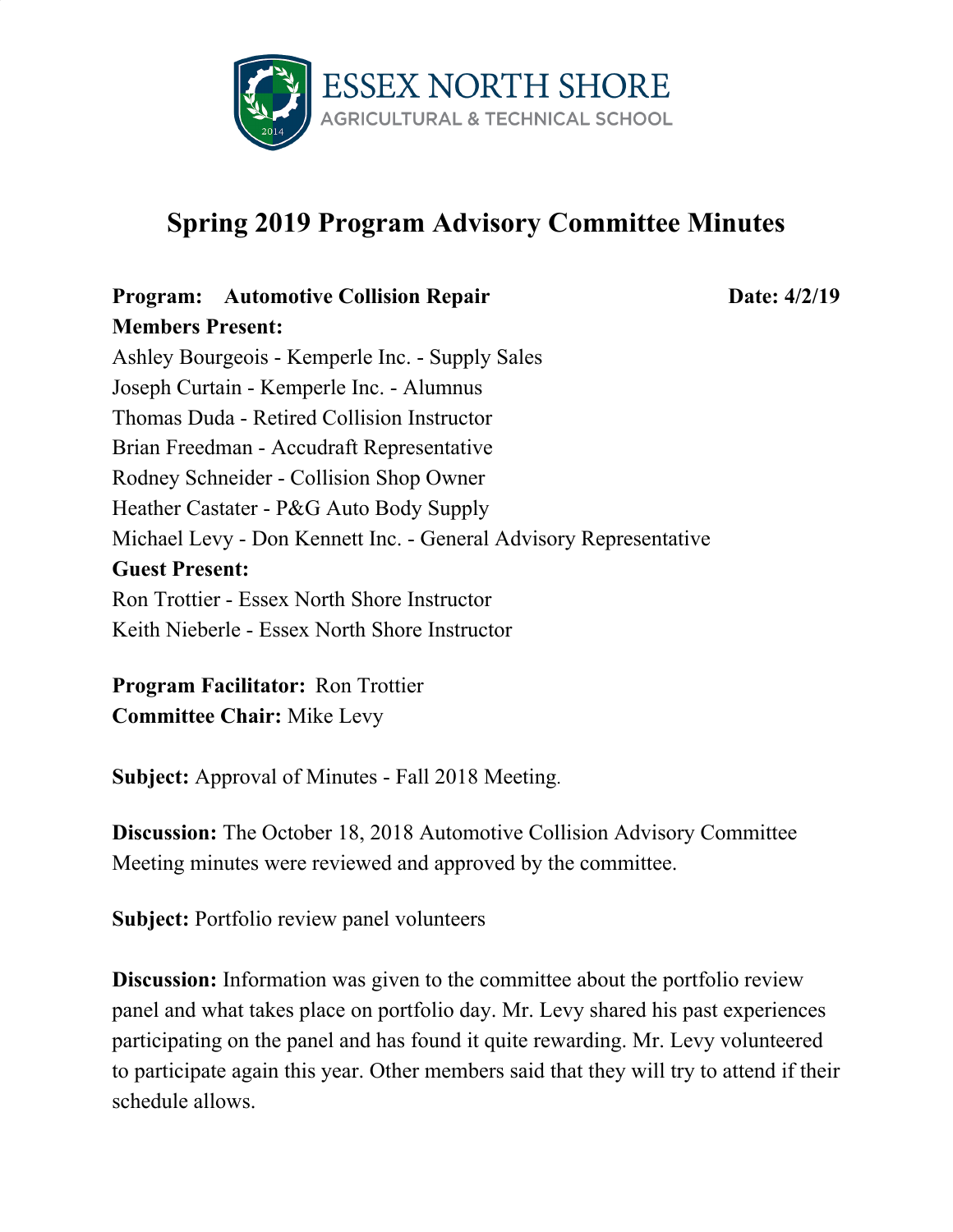ESSEX NORTH SHORE
AGRICULTURAL & TECHNICAL SCHOOL

# Spring 2019 Program Advisory Committee Minutes

**Program: Automotive Collision Repair** **Date: 4/2/19**

**Members Present:**

Ashley Bourgeois - Kemperle Inc. - Supply Sales
Joseph Curtain - Kemperle Inc. - Alumnus
Thomas Duda - Retired Collision Instructor
Brian Freedman - Accudraft Representative
Rodney Schneider - Collision Shop Owner
Heather Castater - P&G Auto Body Supply
Michael Levy - Don Kennett Inc. - General Advisory Representative

**Guest Present:**

Ron Trottier - Essex North Shore Instructor
Keith Nieberle - Essex North Shore Instructor

**Program Facilitator:** Ron Trottier
**Committee Chair:** Mike Levy

**Subject:** Approval of Minutes - Fall 2018 Meeting.

**Discussion:** The October 18, 2018 Automotive Collision Advisory Committee Meeting minutes were reviewed and approved by the committee.

**Subject:** Portfolio review panel volunteers

**Discussion:** Information was given to the committee about the portfolio review panel and what takes place on portfolio day. Mr. Levy shared his past experiences participating on the panel and has found it quite rewarding. Mr. Levy volunteered to participate again this year. Other members said that they will try to attend if their schedule allows.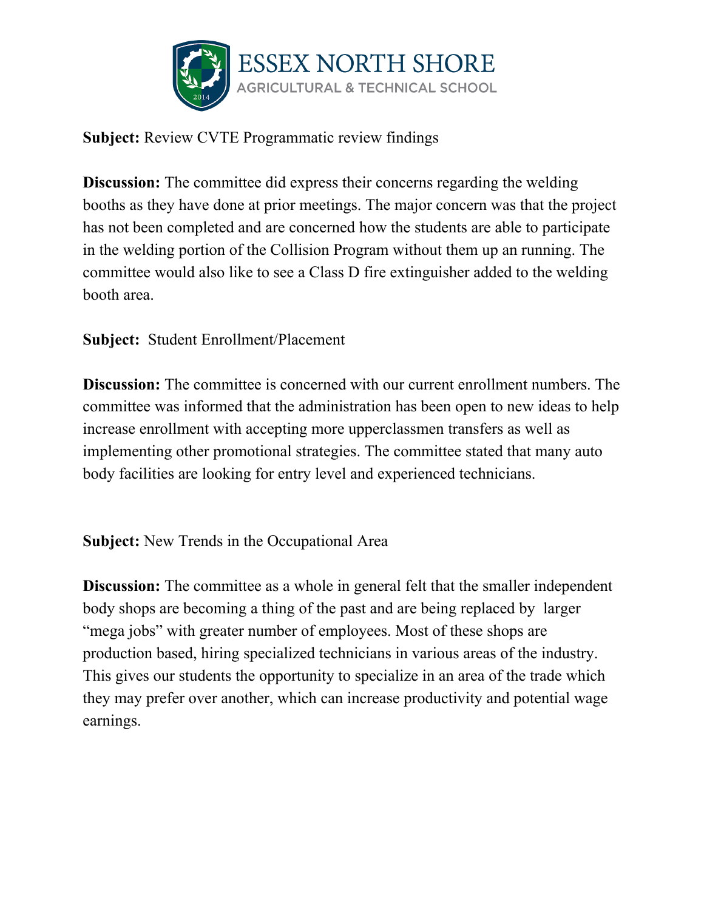**Subject:** Review CVTE Programmatic review findings

**Discussion:** The committee did express their concerns regarding the welding booths as they have done at prior meetings. The major concern was that the project has not been completed and are concerned how the students are able to participate in the welding portion of the Collision Program without them up an running. The committee would also like to see a Class D fire extinguisher added to the welding booth area.

**Subject:** Student Enrollment/Placement

**Discussion:** The committee is concerned with our current enrollment numbers. The committee was informed that the administration has been open to new ideas to help increase enrollment with accepting more upperclassmen transfers as well as implementing other promotional strategies. The committee stated that many auto body facilities are looking for entry level and experienced technicians.

**Subject:** New Trends in the Occupational Area

**Discussion:** The committee as a whole in general felt that the smaller independent body shops are becoming a thing of the past and are being replaced by larger "mega jobs" with greater number of employees. Most of these shops are production based, hiring specialized technicians in various areas of the industry. This gives our students the opportunity to specialize in an area of the trade which they may prefer over another, which can increase productivity and potential wage earnings.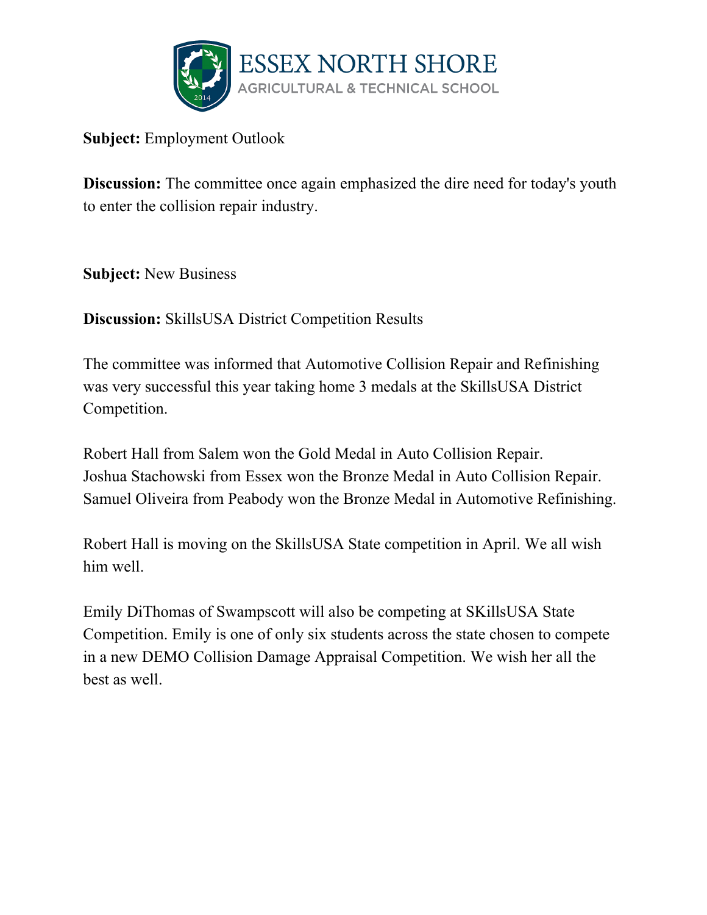**Subject:** Employment Outlook

**Discussion:** The committee once again emphasized the dire need for today's youth to enter the collision repair industry.

**Subject:** New Business

**Discussion:** SkillsUSA District Competition Results

The committee was informed that Automotive Collision Repair and Refinishing was very successful this year taking home 3 medals at the SkillsUSA District Competition.

Robert Hall from Salem won the Gold Medal in Auto Collision Repair.
Joshua Stachowski from Essex won the Bronze Medal in Auto Collision Repair.
Samuel Oliveira from Peabody won the Bronze Medal in Automotive Refinishing.

Robert Hall is moving on the SkillsUSA State competition in April. We all wish him well.

Emily DiThomas of Swampscott will also be competing at SKillsUSA State Competition. Emily is one of only six students across the state chosen to compete in a new DEMO Collision Damage Appraisal Competition. We wish her all the best as well.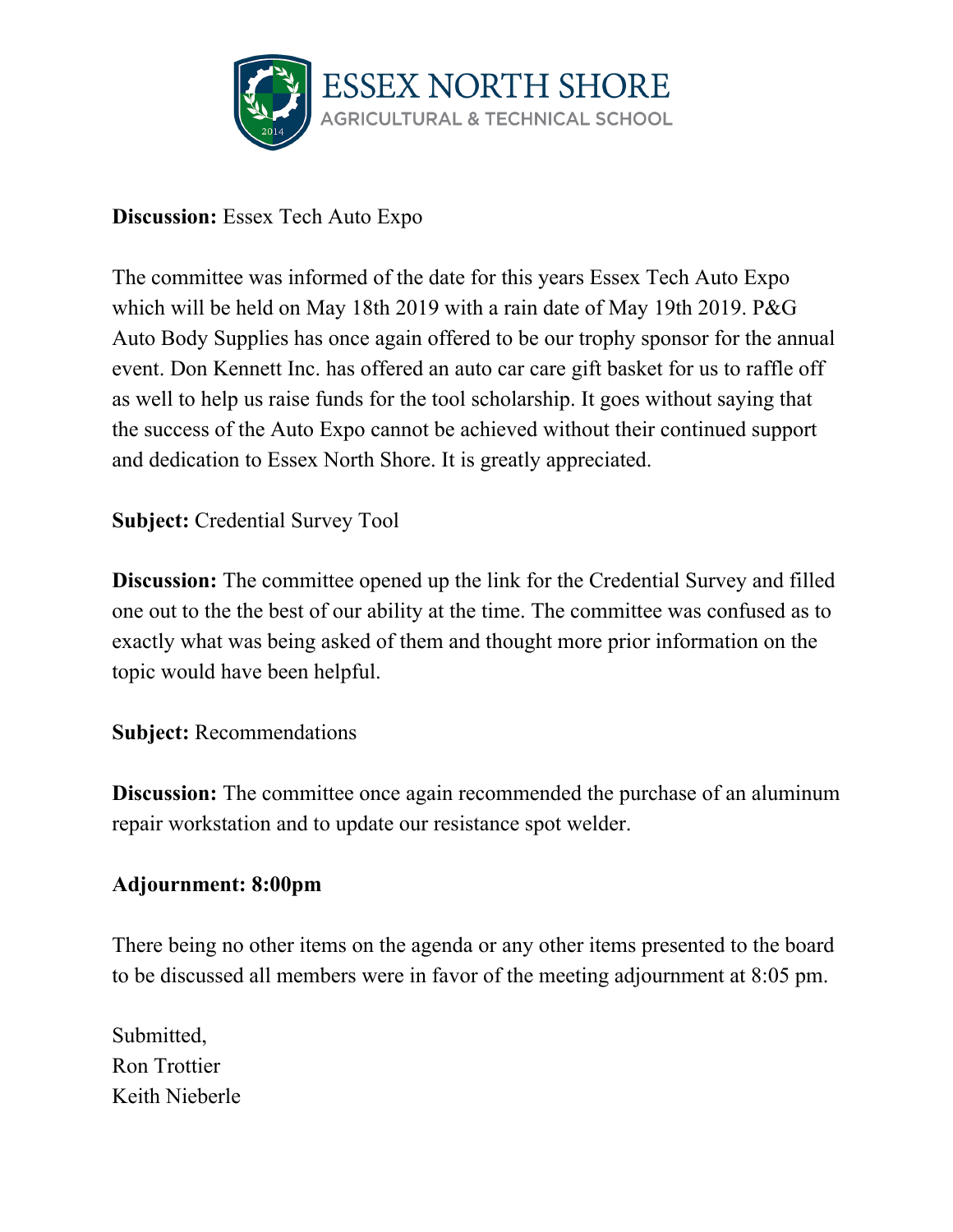**Discussion:** Essex Tech Auto Expo

The committee was informed of the date for this years Essex Tech Auto Expo which will be held on May 18th 2019 with a rain date of May 19th 2019. P&G Auto Body Supplies has once again offered to be our trophy sponsor for the annual event. Don Kennett Inc. has offered an auto car care gift basket for us to raffle off as well to help us raise funds for the tool scholarship. It goes without saying that the success of the Auto Expo cannot be achieved without their continued support and dedication to Essex North Shore. It is greatly appreciated.

**Subject:** Credential Survey Tool

**Discussion:** The committee opened up the link for the Credential Survey and filled one out to the the best of our ability at the time. The committee was confused as to exactly what was being asked of them and thought more prior information on the topic would have been helpful.

**Subject:** Recommendations

**Discussion:** The committee once again recommended the purchase of an aluminum repair workstation and to update our resistance spot welder.

**Adjournment: 8:00pm**

There being no other items on the agenda or any other items presented to the board to be discussed all members were in favor of the meeting adjournment at 8:05 pm.

Submitted,
Ron Trottier
Keith Nieberle